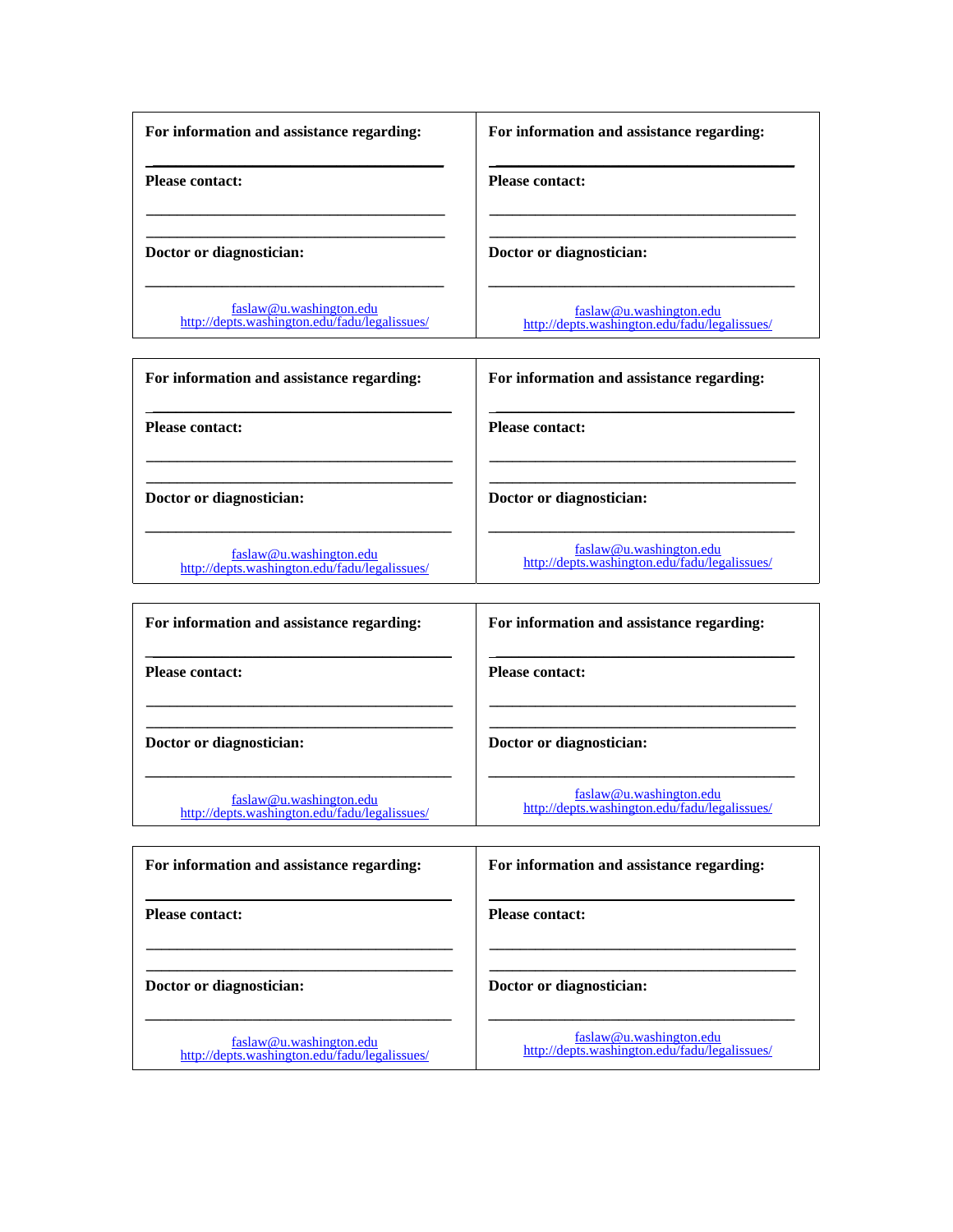**For information and assistance regarding:**

\_\_\_\_\_\_\_\_\_\_\_\_\_\_\_\_\_\_\_\_\_\_\_\_\_\_\_\_\_\_\_\_\_\_\_\_\_\_\_\_

**Please contact:**

\_\_\_\_\_\_\_\_\_\_\_\_\_\_\_\_\_\_\_\_\_\_\_\_\_\_\_\_\_\_\_\_\_\_\_\_\_\_\_\_

\_\_\_\_\_\_\_\_\_\_\_\_\_\_\_\_\_\_\_\_\_\_\_\_\_\_\_\_\_\_\_\_\_\_\_\_\_\_\_\_

**Doctor or diagnostician:**

\_\_\_\_\_\_\_\_\_\_\_\_\_\_\_\_\_\_\_\_\_\_\_\_\_\_\_\_\_\_\_\_\_\_\_\_\_\_\_\_

faslaw@u.washington.edu
http://depts.washington.edu/fadu/legalissues/

---

**For information and assistance regarding:**

\_\_\_\_\_\_\_\_\_\_\_\_\_\_\_\_\_\_\_\_\_\_\_\_\_\_\_\_\_\_\_\_\_\_\_\_\_\_\_\_

**Please contact:**

\_\_\_\_\_\_\_\_\_\_\_\_\_\_\_\_\_\_\_\_\_\_\_\_\_\_\_\_\_\_\_\_\_\_\_\_\_\_\_\_

\_\_\_\_\_\_\_\_\_\_\_\_\_\_\_\_\_\_\_\_\_\_\_\_\_\_\_\_\_\_\_\_\_\_\_\_\_\_\_\_

**Doctor or diagnostician:**

\_\_\_\_\_\_\_\_\_\_\_\_\_\_\_\_\_\_\_\_\_\_\_\_\_\_\_\_\_\_\_\_\_\_\_\_\_\_\_\_

faslaw@u.washington.edu
http://depts.washington.edu/fadu/legalissues/

---

**For information and assistance regarding:**

\_\_\_\_\_\_\_\_\_\_\_\_\_\_\_\_\_\_\_\_\_\_\_\_\_\_\_\_\_\_\_\_\_\_\_\_\_\_\_\_

**Please contact:**

\_\_\_\_\_\_\_\_\_\_\_\_\_\_\_\_\_\_\_\_\_\_\_\_\_\_\_\_\_\_\_\_\_\_\_\_\_\_\_\_

\_\_\_\_\_\_\_\_\_\_\_\_\_\_\_\_\_\_\_\_\_\_\_\_\_\_\_\_\_\_\_\_\_\_\_\_\_\_\_\_

**Doctor or diagnostician:**

\_\_\_\_\_\_\_\_\_\_\_\_\_\_\_\_\_\_\_\_\_\_\_\_\_\_\_\_\_\_\_\_\_\_\_\_\_\_\_\_

faslaw@u.washington.edu
http://depts.washington.edu/fadu/legalissues/

---

**For information and assistance regarding:**

\_\_\_\_\_\_\_\_\_\_\_\_\_\_\_\_\_\_\_\_\_\_\_\_\_\_\_\_\_\_\_\_\_\_\_\_\_\_\_\_

**Please contact:**

\_\_\_\_\_\_\_\_\_\_\_\_\_\_\_\_\_\_\_\_\_\_\_\_\_\_\_\_\_\_\_\_\_\_\_\_\_\_\_\_

\_\_\_\_\_\_\_\_\_\_\_\_\_\_\_\_\_\_\_\_\_\_\_\_\_\_\_\_\_\_\_\_\_\_\_\_\_\_\_\_

**Doctor or diagnostician:**

\_\_\_\_\_\_\_\_\_\_\_\_\_\_\_\_\_\_\_\_\_\_\_\_\_\_\_\_\_\_\_\_\_\_\_\_\_\_\_\_

faslaw@u.washington.edu
http://depts.washington.edu/fadu/legalissues/

---

**For information and assistance regarding:**

\_\_\_\_\_\_\_\_\_\_\_\_\_\_\_\_\_\_\_\_\_\_\_\_\_\_\_\_\_\_\_\_\_\_\_\_\_\_\_\_

**Please contact:**

\_\_\_\_\_\_\_\_\_\_\_\_\_\_\_\_\_\_\_\_\_\_\_\_\_\_\_\_\_\_\_\_\_\_\_\_\_\_\_\_

\_\_\_\_\_\_\_\_\_\_\_\_\_\_\_\_\_\_\_\_\_\_\_\_\_\_\_\_\_\_\_\_\_\_\_\_\_\_\_\_

**Doctor or diagnostician:**

\_\_\_\_\_\_\_\_\_\_\_\_\_\_\_\_\_\_\_\_\_\_\_\_\_\_\_\_\_\_\_\_\_\_\_\_\_\_\_\_

faslaw@u.washington.edu
http://depts.washington.edu/fadu/legalissues/

---

**For information and assistance regarding:**

\_\_\_\_\_\_\_\_\_\_\_\_\_\_\_\_\_\_\_\_\_\_\_\_\_\_\_\_\_\_\_\_\_\_\_\_\_\_\_\_

**Please contact:**

\_\_\_\_\_\_\_\_\_\_\_\_\_\_\_\_\_\_\_\_\_\_\_\_\_\_\_\_\_\_\_\_\_\_\_\_\_\_\_\_

\_\_\_\_\_\_\_\_\_\_\_\_\_\_\_\_\_\_\_\_\_\_\_\_\_\_\_\_\_\_\_\_\_\_\_\_\_\_\_\_

**Doctor or diagnostician:**

\_\_\_\_\_\_\_\_\_\_\_\_\_\_\_\_\_\_\_\_\_\_\_\_\_\_\_\_\_\_\_\_\_\_\_\_\_\_\_\_

faslaw@u.washington.edu
http://depts.washington.edu/fadu/legalissues/

---

**For information and assistance regarding:**

\_\_\_\_\_\_\_\_\_\_\_\_\_\_\_\_\_\_\_\_\_\_\_\_\_\_\_\_\_\_\_\_\_\_\_\_\_\_\_\_

**Please contact:**

\_\_\_\_\_\_\_\_\_\_\_\_\_\_\_\_\_\_\_\_\_\_\_\_\_\_\_\_\_\_\_\_\_\_\_\_\_\_\_\_

\_\_\_\_\_\_\_\_\_\_\_\_\_\_\_\_\_\_\_\_\_\_\_\_\_\_\_\_\_\_\_\_\_\_\_\_\_\_\_\_

**Doctor or diagnostician:**

\_\_\_\_\_\_\_\_\_\_\_\_\_\_\_\_\_\_\_\_\_\_\_\_\_\_\_\_\_\_\_\_\_\_\_\_\_\_\_\_

faslaw@u.washington.edu
http://depts.washington.edu/fadu/legalissues/

---

**For information and assistance regarding:**

\_\_\_\_\_\_\_\_\_\_\_\_\_\_\_\_\_\_\_\_\_\_\_\_\_\_\_\_\_\_\_\_\_\_\_\_\_\_\_\_

**Please contact:**

\_\_\_\_\_\_\_\_\_\_\_\_\_\_\_\_\_\_\_\_\_\_\_\_\_\_\_\_\_\_\_\_\_\_\_\_\_\_\_\_

\_\_\_\_\_\_\_\_\_\_\_\_\_\_\_\_\_\_\_\_\_\_\_\_\_\_\_\_\_\_\_\_\_\_\_\_\_\_\_\_

**Doctor or diagnostician:**

\_\_\_\_\_\_\_\_\_\_\_\_\_\_\_\_\_\_\_\_\_\_\_\_\_\_\_\_\_\_\_\_\_\_\_\_\_\_\_\_

faslaw@u.washington.edu
http://depts.washington.edu/fadu/legalissues/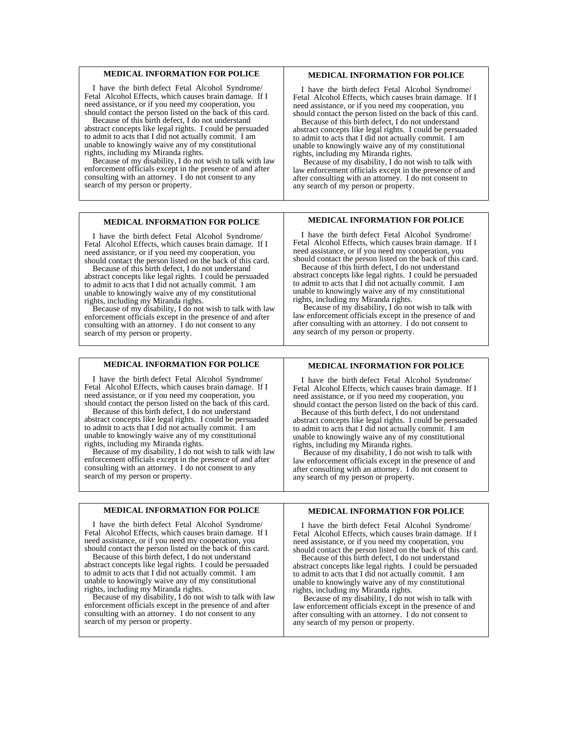**MEDICAL INFORMATION FOR POLICE**

I have the birth defect Fetal Alcohol Syndrome/ Fetal Alcohol Effects, which causes brain damage. If I need assistance, or if you need my cooperation, you should contact the person listed on the back of this card.

Because of this birth defect, I do not understand abstract concepts like legal rights. I could be persuaded to admit to acts that I did not actually commit. I am unable to knowingly waive any of my constitutional rights, including my Miranda rights.

Because of my disability, I do not wish to talk with law enforcement officials except in the presence of and after consulting with an attorney. I do not consent to any search of my person or property.

**MEDICAL INFORMATION FOR POLICE**

I have the birth defect Fetal Alcohol Syndrome/ Fetal Alcohol Effects, which causes brain damage. If I need assistance, or if you need my cooperation, you should contact the person listed on the back of this card.

Because of this birth defect, I do not understand abstract concepts like legal rights. I could be persuaded to admit to acts that I did not actually commit. I am unable to knowingly waive any of my constitutional rights, including my Miranda rights.

Because of my disability, I do not wish to talk with law enforcement officials except in the presence of and after consulting with an attorney. I do not consent to any search of my person or property.

**MEDICAL INFORMATION FOR POLICE**

I have the birth defect Fetal Alcohol Syndrome/ Fetal Alcohol Effects, which causes brain damage. If I need assistance, or if you need my cooperation, you should contact the person listed on the back of this card.

Because of this birth defect, I do not understand abstract concepts like legal rights. I could be persuaded to admit to acts that I did not actually commit. I am unable to knowingly waive any of my constitutional rights, including my Miranda rights.

Because of my disability, I do not wish to talk with law enforcement officials except in the presence of and after consulting with an attorney. I do not consent to any search of my person or property.

**MEDICAL INFORMATION FOR POLICE**

I have the birth defect Fetal Alcohol Syndrome/ Fetal Alcohol Effects, which causes brain damage. If I need assistance, or if you need my cooperation, you should contact the person listed on the back of this card.

Because of this birth defect, I do not understand abstract concepts like legal rights. I could be persuaded to admit to acts that I did not actually commit. I am unable to knowingly waive any of my constitutional rights, including my Miranda rights.

Because of my disability, I do not wish to talk with law enforcement officials except in the presence of and after consulting with an attorney. I do not consent to any search of my person or property.

**MEDICAL INFORMATION FOR POLICE**

I have the birth defect Fetal Alcohol Syndrome/ Fetal Alcohol Effects, which causes brain damage. If I need assistance, or if you need my cooperation, you should contact the person listed on the back of this card.

Because of this birth defect, I do not understand abstract concepts like legal rights. I could be persuaded to admit to acts that I did not actually commit. I am unable to knowingly waive any of my constitutional rights, including my Miranda rights.

Because of my disability, I do not wish to talk with law enforcement officials except in the presence of and after consulting with an attorney. I do not consent to any search of my person or property.

**MEDICAL INFORMATION FOR POLICE**

I have the birth defect Fetal Alcohol Syndrome/ Fetal Alcohol Effects, which causes brain damage. If I need assistance, or if you need my cooperation, you should contact the person listed on the back of this card.

Because of this birth defect, I do not understand abstract concepts like legal rights. I could be persuaded to admit to acts that I did not actually commit. I am unable to knowingly waive any of my constitutional rights, including my Miranda rights.

Because of my disability, I do not wish to talk with law enforcement officials except in the presence of and after consulting with an attorney. I do not consent to any search of my person or property.

**MEDICAL INFORMATION FOR POLICE**

I have the birth defect Fetal Alcohol Syndrome/ Fetal Alcohol Effects, which causes brain damage. If I need assistance, or if you need my cooperation, you should contact the person listed on the back of this card.

Because of this birth defect, I do not understand abstract concepts like legal rights. I could be persuaded to admit to acts that I did not actually commit. I am unable to knowingly waive any of my constitutional rights, including my Miranda rights.

Because of my disability, I do not wish to talk with law enforcement officials except in the presence of and after consulting with an attorney. I do not consent to any search of my person or property.

**MEDICAL INFORMATION FOR POLICE**

I have the birth defect Fetal Alcohol Syndrome/ Fetal Alcohol Effects, which causes brain damage. If I need assistance, or if you need my cooperation, you should contact the person listed on the back of this card.

Because of this birth defect, I do not understand abstract concepts like legal rights. I could be persuaded to admit to acts that I did not actually commit. I am unable to knowingly waive any of my constitutional rights, including my Miranda rights.

Because of my disability, I do not wish to talk with law enforcement officials except in the presence of and after consulting with an attorney. I do not consent to any search of my person or property.